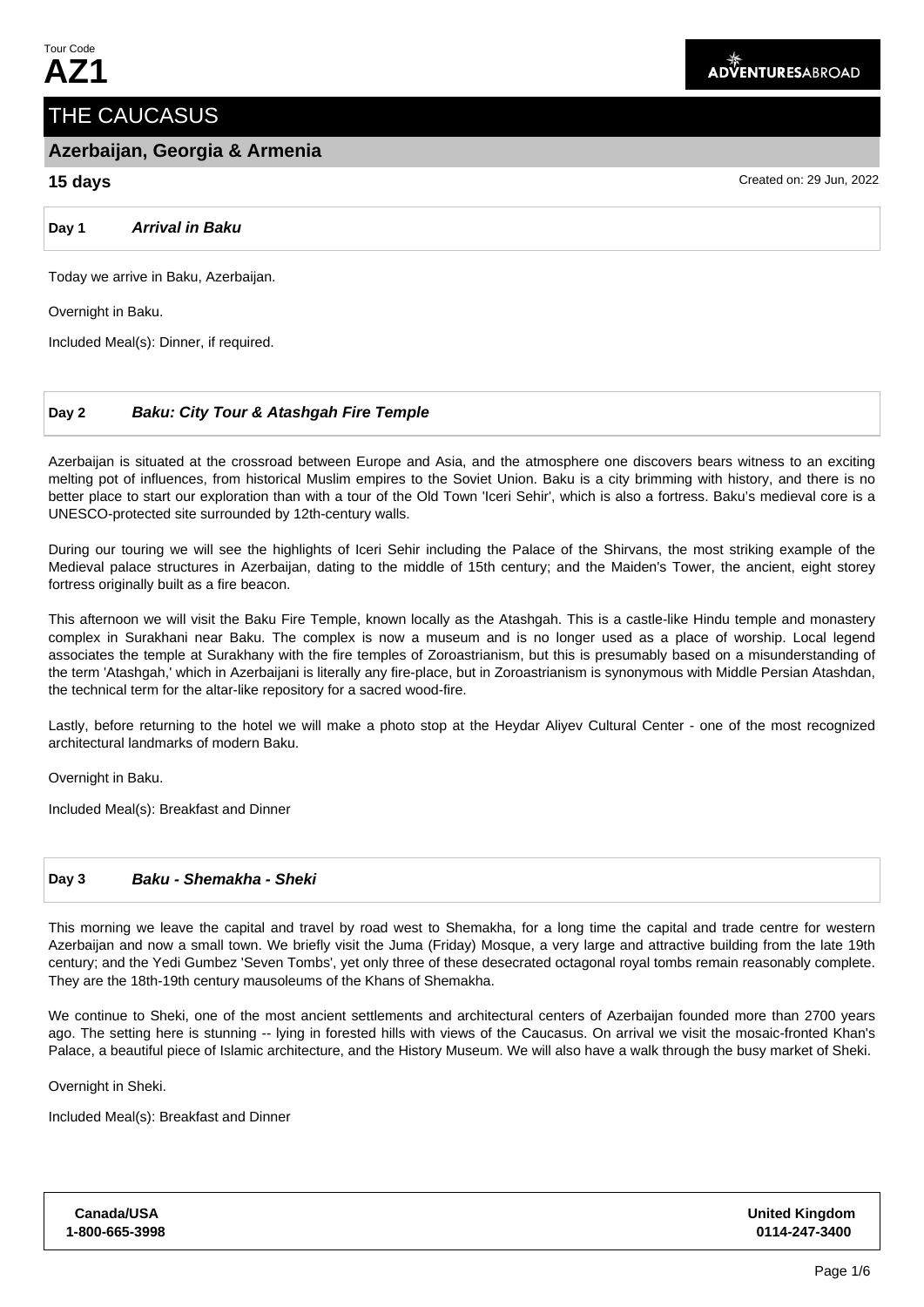Tour Code
# AZ1

ADVENTURESABROAD

## THE CAUCASUS

### Azerbaijan, Georgia & Armenia

**15 days**

Created on: 29 Jun, 2022

**Day 1** ***Arrival in Baku***

Today we arrive in Baku, Azerbaijan.

Overnight in Baku.

Included Meal(s): Dinner, if required.

**Day 2** ***Baku: City Tour & Atashgah Fire Temple***

Azerbaijan is situated at the crossroad between Europe and Asia, and the atmosphere one discovers bears witness to an exciting melting pot of influences, from historical Muslim empires to the Soviet Union. Baku is a city brimming with history, and there is no better place to start our exploration than with a tour of the Old Town 'Iceri Sehir', which is also a fortress. Baku's medieval core is a UNESCO-protected site surrounded by 12th-century walls.

During our touring we will see the highlights of Iceri Sehir including the Palace of the Shirvans, the most striking example of the Medieval palace structures in Azerbaijan, dating to the middle of 15th century; and the Maiden's Tower, the ancient, eight storey fortress originally built as a fire beacon.

This afternoon we will visit the Baku Fire Temple, known locally as the Atashgah. This is a castle-like Hindu temple and monastery complex in Surakhani near Baku. The complex is now a museum and is no longer used as a place of worship. Local legend associates the temple at Surakhany with the fire temples of Zoroastrianism, but this is presumably based on a misunderstanding of the term 'Atashgah,' which in Azerbaijani is literally any fire-place, but in Zoroastrianism is synonymous with Middle Persian Atashdan, the technical term for the altar-like repository for a sacred wood-fire.

Lastly, before returning to the hotel we will make a photo stop at the Heydar Aliyev Cultural Center - one of the most recognized architectural landmarks of modern Baku.

Overnight in Baku.

Included Meal(s): Breakfast and Dinner

**Day 3** ***Baku - Shemakha - Sheki***

This morning we leave the capital and travel by road west to Shemakha, for a long time the capital and trade centre for western Azerbaijan and now a small town. We briefly visit the Juma (Friday) Mosque, a very large and attractive building from the late 19th century; and the Yedi Gumbez 'Seven Tombs', yet only three of these desecrated octagonal royal tombs remain reasonably complete. They are the 18th-19th century mausoleums of the Khans of Shemakha.

We continue to Sheki, one of the most ancient settlements and architectural centers of Azerbaijan founded more than 2700 years ago. The setting here is stunning -- lying in forested hills with views of the Caucasus. On arrival we visit the mosaic-fronted Khan's Palace, a beautiful piece of Islamic architecture, and the History Museum. We will also have a walk through the busy market of Sheki.

Overnight in Sheki.

Included Meal(s): Breakfast and Dinner

**Canada/USA**
**1-800-665-3998**

**United Kingdom**
**0114-247-3400**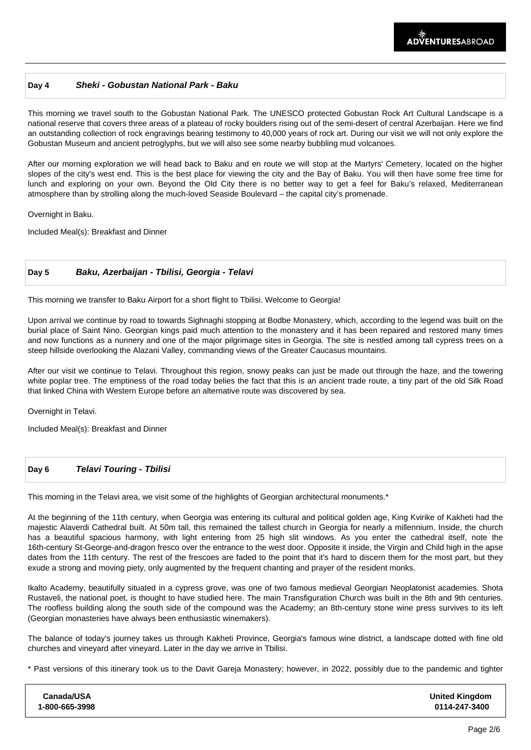## Day 4 *Sheki - Gobustan National Park - Baku*

This morning we travel south to the Gobustan National Park. The UNESCO protected Gobustan Rock Art Cultural Landscape is a national reserve that covers three areas of a plateau of rocky boulders rising out of the semi-desert of central Azerbaijan. Here we find an outstanding collection of rock engravings bearing testimony to 40,000 years of rock art. During our visit we will not only explore the Gobustan Museum and ancient petroglyphs, but we will also see some nearby bubbling mud volcanoes.

After our morning exploration we will head back to Baku and en route we will stop at the Martyrs' Cemetery, located on the higher slopes of the city's west end. This is the best place for viewing the city and the Bay of Baku. You will then have some free time for lunch and exploring on your own. Beyond the Old City there is no better way to get a feel for Baku's relaxed, Mediterranean atmosphere than by strolling along the much-loved Seaside Boulevard – the capital city's promenade.

Overnight in Baku.

Included Meal(s): Breakfast and Dinner

## Day 5 *Baku, Azerbaijan - Tbilisi, Georgia - Telavi*

This morning we transfer to Baku Airport for a short flight to Tbilisi. Welcome to Georgia!

Upon arrival we continue by road to towards Sighnaghi stopping at Bodbe Monastery, which, according to the legend was built on the burial place of Saint Nino. Georgian kings paid much attention to the monastery and it has been repaired and restored many times and now functions as a nunnery and one of the major pilgrimage sites in Georgia. The site is nestled among tall cypress trees on a steep hillside overlooking the Alazani Valley, commanding views of the Greater Caucasus mountains.

After our visit we continue to Telavi. Throughout this region, snowy peaks can just be made out through the haze, and the towering white poplar tree. The emptiness of the road today belies the fact that this is an ancient trade route, a tiny part of the old Silk Road that linked China with Western Europe before an alternative route was discovered by sea.

Overnight in Telavi.

Included Meal(s): Breakfast and Dinner

## Day 6 *Telavi Touring - Tbilisi*

This morning in the Telavi area, we visit some of the highlights of Georgian architectural monuments.*

At the beginning of the 11th century, when Georgia was entering its cultural and political golden age, King Kvirike of Kakheti had the majestic Alaverdi Cathedral built. At 50m tall, this remained the tallest church in Georgia for nearly a millennium. Inside, the church has a beautiful spacious harmony, with light entering from 25 high slit windows. As you enter the cathedral itself, note the 16th-century St-George-and-dragon fresco over the entrance to the west door. Opposite it inside, the Virgin and Child high in the apse dates from the 11th century. The rest of the frescoes are faded to the point that it's hard to discern them for the most part, but they exude a strong and moving piety, only augmented by the frequent chanting and prayer of the resident monks.

Ikalto Academy, beautifully situated in a cypress grove, was one of two famous medieval Georgian Neoplatonist academies. Shota Rustaveli, the national poet, is thought to have studied here. The main Transfiguration Church was built in the 8th and 9th centuries. The roofless building along the south side of the compound was the Academy; an 8th-century stone wine press survives to its left (Georgian monasteries have always been enthusiastic winemakers).

The balance of today's journey takes us through Kakheti Province, Georgia's famous wine district, a landscape dotted with fine old churches and vineyard after vineyard. Later in the day we arrive in Tbilisi.

* Past versions of this itinerary took us to the Davit Gareja Monastery; however, in 2022, possibly due to the pandemic and tighter

| Canada/USA | United Kingdom |
|---|---|
| 1-800-665-3998 | 0114-247-3400 |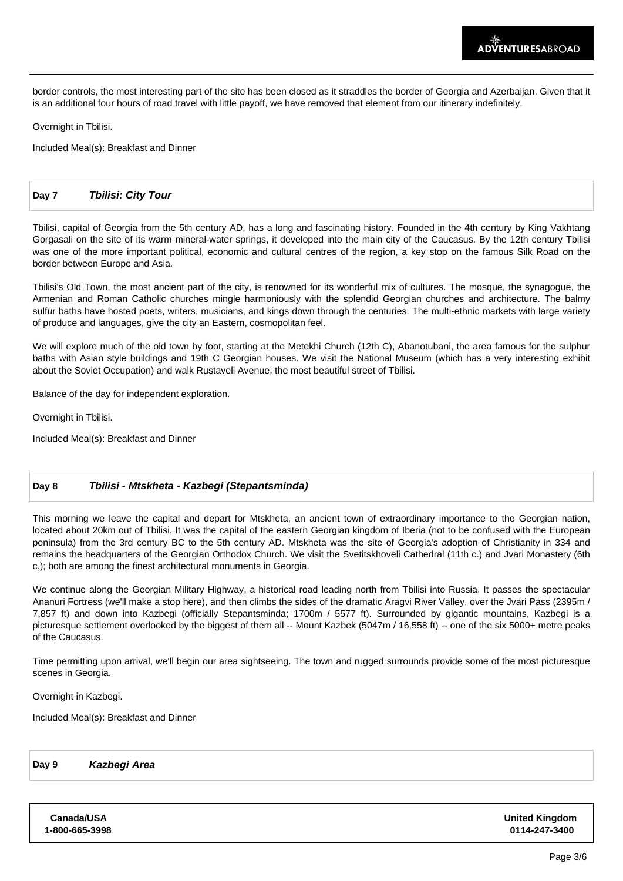border controls, the most interesting part of the site has been closed as it straddles the border of Georgia and Azerbaijan. Given that it is an additional four hours of road travel with little payoff, we have removed that element from our itinerary indefinitely.

Overnight in Tbilisi.

Included Meal(s): Breakfast and Dinner

## Day 7 *Tbilisi: City Tour*

Tbilisi, capital of Georgia from the 5th century AD, has a long and fascinating history. Founded in the 4th century by King Vakhtang Gorgasali on the site of its warm mineral-water springs, it developed into the main city of the Caucasus. By the 12th century Tbilisi was one of the more important political, economic and cultural centres of the region, a key stop on the famous Silk Road on the border between Europe and Asia.

Tbilisi's Old Town, the most ancient part of the city, is renowned for its wonderful mix of cultures. The mosque, the synagogue, the Armenian and Roman Catholic churches mingle harmoniously with the splendid Georgian churches and architecture. The balmy sulfur baths have hosted poets, writers, musicians, and kings down through the centuries. The multi-ethnic markets with large variety of produce and languages, give the city an Eastern, cosmopolitan feel.

We will explore much of the old town by foot, starting at the Metekhi Church (12th C), Abanotubani, the area famous for the sulphur baths with Asian style buildings and 19th C Georgian houses. We visit the National Museum (which has a very interesting exhibit about the Soviet Occupation) and walk Rustaveli Avenue, the most beautiful street of Tbilisi.

Balance of the day for independent exploration.

Overnight in Tbilisi.

Included Meal(s): Breakfast and Dinner

## Day 8 *Tbilisi - Mtskheta - Kazbegi (Stepantsminda)*

This morning we leave the capital and depart for Mtskheta, an ancient town of extraordinary importance to the Georgian nation, located about 20km out of Tbilisi. It was the capital of the eastern Georgian kingdom of Iberia (not to be confused with the European peninsula) from the 3rd century BC to the 5th century AD. Mtskheta was the site of Georgia's adoption of Christianity in 334 and remains the headquarters of the Georgian Orthodox Church. We visit the Svetitskhoveli Cathedral (11th c.) and Jvari Monastery (6th c.); both are among the finest architectural monuments in Georgia.

We continue along the Georgian Military Highway, a historical road leading north from Tbilisi into Russia. It passes the spectacular Ananuri Fortress (we'll make a stop here), and then climbs the sides of the dramatic Aragvi River Valley, over the Jvari Pass (2395m / 7,857 ft) and down into Kazbegi (officially Stepantsminda; 1700m / 5577 ft). Surrounded by gigantic mountains, Kazbegi is a picturesque settlement overlooked by the biggest of them all -- Mount Kazbek (5047m / 16,558 ft) -- one of the six 5000+ metre peaks of the Caucasus.

Time permitting upon arrival, we'll begin our area sightseeing. The town and rugged surrounds provide some of the most picturesque scenes in Georgia.

Overnight in Kazbegi.

Included Meal(s): Breakfast and Dinner

## Day 9 *Kazbegi Area*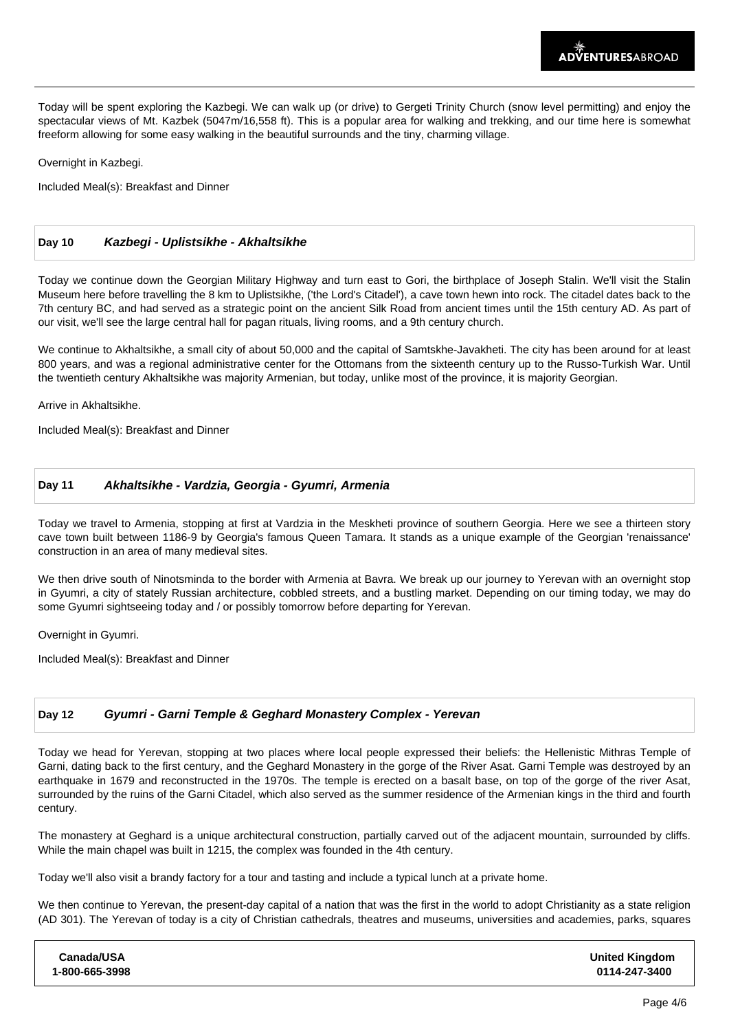Today will be spent exploring the Kazbegi. We can walk up (or drive) to Gergeti Trinity Church (snow level permitting) and enjoy the spectacular views of Mt. Kazbek (5047m/16,558 ft). This is a popular area for walking and trekking, and our time here is somewhat freeform allowing for some easy walking in the beautiful surrounds and the tiny, charming village.

Overnight in Kazbegi.

Included Meal(s): Breakfast and Dinner

### Day 10 *Kazbegi - Uplistsikhe - Akhaltsikhe*

Today we continue down the Georgian Military Highway and turn east to Gori, the birthplace of Joseph Stalin. We'll visit the Stalin Museum here before travelling the 8 km to Uplistsikhe, ('the Lord's Citadel'), a cave town hewn into rock. The citadel dates back to the 7th century BC, and had served as a strategic point on the ancient Silk Road from ancient times until the 15th century AD. As part of our visit, we'll see the large central hall for pagan rituals, living rooms, and a 9th century church.

We continue to Akhaltsikhe, a small city of about 50,000 and the capital of Samtskhe-Javakheti. The city has been around for at least 800 years, and was a regional administrative center for the Ottomans from the sixteenth century up to the Russo-Turkish War. Until the twentieth century Akhaltsikhe was majority Armenian, but today, unlike most of the province, it is majority Georgian.

Arrive in Akhaltsikhe.

Included Meal(s): Breakfast and Dinner

### Day 11 *Akhaltsikhe - Vardzia, Georgia - Gyumri, Armenia*

Today we travel to Armenia, stopping at first at Vardzia in the Meskheti province of southern Georgia. Here we see a thirteen story cave town built between 1186-9 by Georgia's famous Queen Tamara. It stands as a unique example of the Georgian 'renaissance' construction in an area of many medieval sites.

We then drive south of Ninotsminda to the border with Armenia at Bavra. We break up our journey to Yerevan with an overnight stop in Gyumri, a city of stately Russian architecture, cobbled streets, and a bustling market. Depending on our timing today, we may do some Gyumri sightseeing today and / or possibly tomorrow before departing for Yerevan.

Overnight in Gyumri.

Included Meal(s): Breakfast and Dinner

### Day 12 *Gyumri - Garni Temple & Geghard Monastery Complex - Yerevan*

Today we head for Yerevan, stopping at two places where local people expressed their beliefs: the Hellenistic Mithras Temple of Garni, dating back to the first century, and the Geghard Monastery in the gorge of the River Asat. Garni Temple was destroyed by an earthquake in 1679 and reconstructed in the 1970s. The temple is erected on a basalt base, on top of the gorge of the river Asat, surrounded by the ruins of the Garni Citadel, which also served as the summer residence of the Armenian kings in the third and fourth century.

The monastery at Geghard is a unique architectural construction, partially carved out of the adjacent mountain, surrounded by cliffs. While the main chapel was built in 1215, the complex was founded in the 4th century.

Today we'll also visit a brandy factory for a tour and tasting and include a typical lunch at a private home.

We then continue to Yerevan, the present-day capital of a nation that was the first in the world to adopt Christianity as a state religion (AD 301). The Yerevan of today is a city of Christian cathedrals, theatres and museums, universities and academies, parks, squares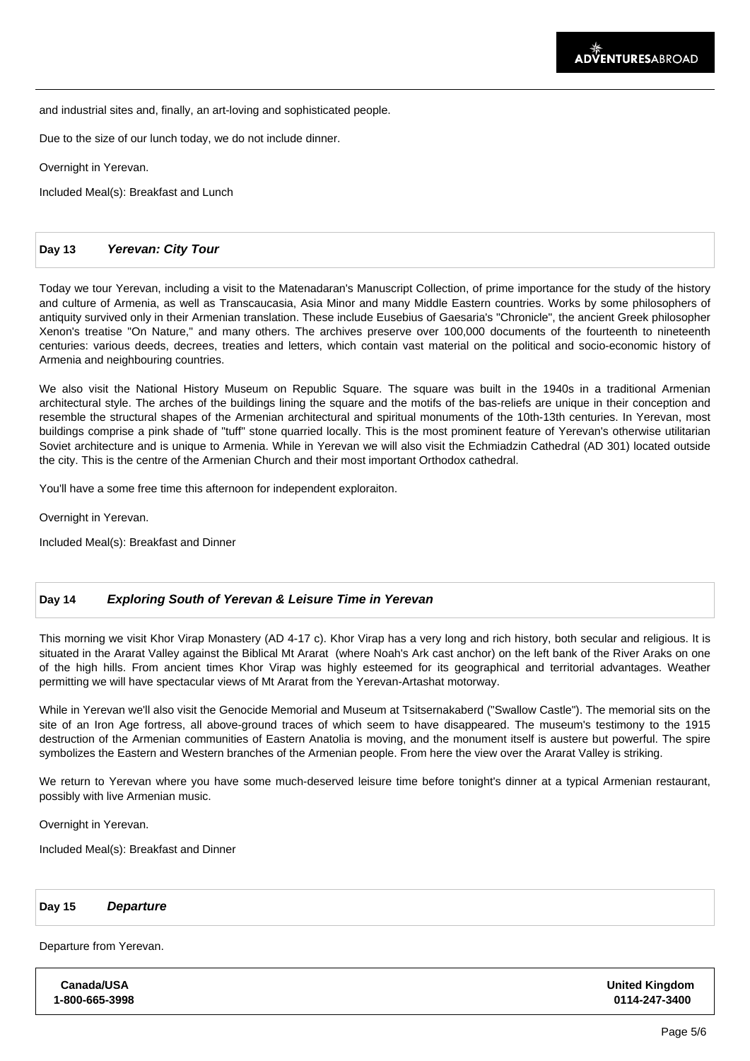and industrial sites and, finally, an art-loving and sophisticated people.

Due to the size of our lunch today, we do not include dinner.

Overnight in Yerevan.

Included Meal(s): Breakfast and Lunch

## Day 13 *Yerevan: City Tour*

Today we tour Yerevan, including a visit to the Matenadaran's Manuscript Collection, of prime importance for the study of the history and culture of Armenia, as well as Transcaucasia, Asia Minor and many Middle Eastern countries. Works by some philosophers of antiquity survived only in their Armenian translation. These include Eusebius of Gaesaria's "Chronicle", the ancient Greek philosopher Xenon's treatise "On Nature," and many others. The archives preserve over 100,000 documents of the fourteenth to nineteenth centuries: various deeds, decrees, treaties and letters, which contain vast material on the political and socio-economic history of Armenia and neighbouring countries.

We also visit the National History Museum on Republic Square. The square was built in the 1940s in a traditional Armenian architectural style. The arches of the buildings lining the square and the motifs of the bas-reliefs are unique in their conception and resemble the structural shapes of the Armenian architectural and spiritual monuments of the 10th-13th centuries. In Yerevan, most buildings comprise a pink shade of "tuff" stone quarried locally. This is the most prominent feature of Yerevan's otherwise utilitarian Soviet architecture and is unique to Armenia. While in Yerevan we will also visit the Echmiadzin Cathedral (AD 301) located outside the city. This is the centre of the Armenian Church and their most important Orthodox cathedral.

You'll have a some free time this afternoon for independent exploraiton.

Overnight in Yerevan.

Included Meal(s): Breakfast and Dinner

## Day 14 *Exploring South of Yerevan & Leisure Time in Yerevan*

This morning we visit Khor Virap Monastery (AD 4-17 c). Khor Virap has a very long and rich history, both secular and religious. It is situated in the Ararat Valley against the Biblical Mt Ararat (where Noah's Ark cast anchor) on the left bank of the River Araks on one of the high hills. From ancient times Khor Virap was highly esteemed for its geographical and territorial advantages. Weather permitting we will have spectacular views of Mt Ararat from the Yerevan-Artashat motorway.

While in Yerevan we'll also visit the Genocide Memorial and Museum at Tsitsernakaberd ("Swallow Castle"). The memorial sits on the site of an Iron Age fortress, all above-ground traces of which seem to have disappeared. The museum's testimony to the 1915 destruction of the Armenian communities of Eastern Anatolia is moving, and the monument itself is austere but powerful. The spire symbolizes the Eastern and Western branches of the Armenian people. From here the view over the Ararat Valley is striking.

We return to Yerevan where you have some much-deserved leisure time before tonight's dinner at a typical Armenian restaurant, possibly with live Armenian music.

Overnight in Yerevan.

Included Meal(s): Breakfast and Dinner

## Day 15 *Departure*

Departure from Yerevan.

| Canada/USA | United Kingdom |
|---|---|
| 1-800-665-3998 | 0114-247-3400 |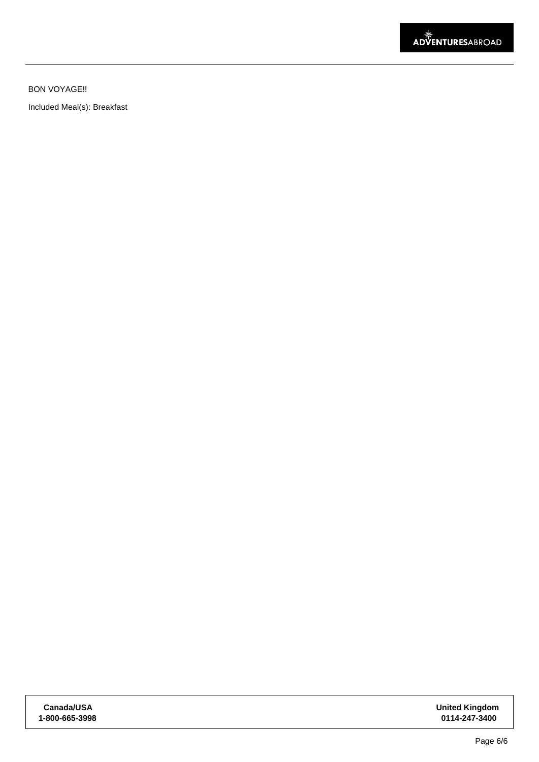BON VOYAGE!!

Included Meal(s): Breakfast

**Canada/USA**
**1-800-665-3998**

**United Kingdom**
**0114-247-3400**